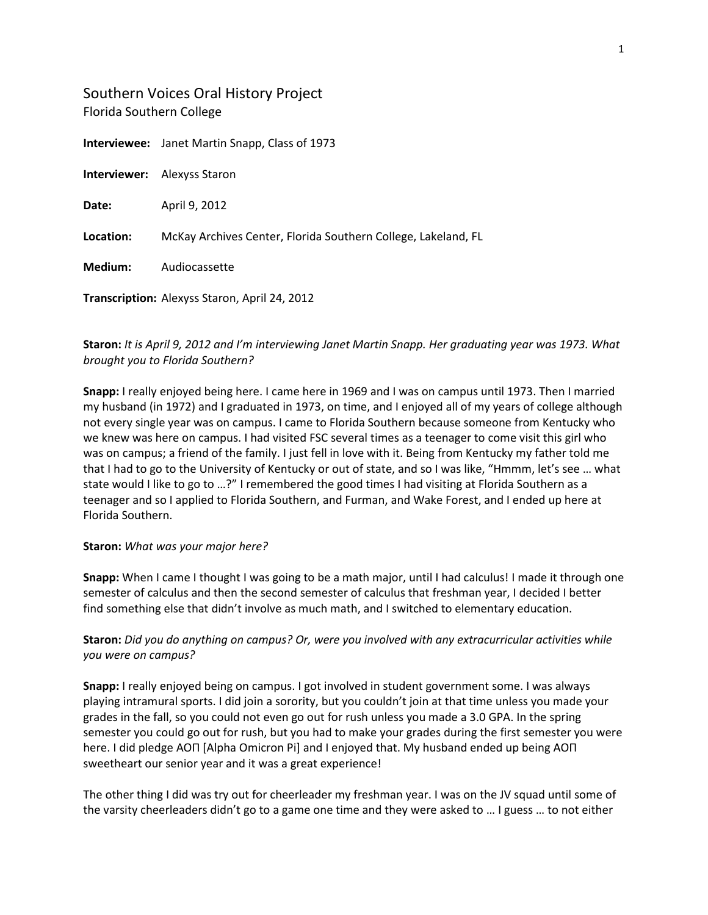# Southern Voices Oral History Project

Florida Southern College

**Interviewee:** Janet Martin Snapp, Class of 1973

**Interviewer:** Alexyss Staron

**Date:** April 9, 2012

**Location:** McKay Archives Center, Florida Southern College, Lakeland, FL

**Medium:** Audiocassette

**Transcription:** Alexyss Staron, April 24, 2012

**Staron:** *It is April 9, 2012 and I'm interviewing Janet Martin Snapp. Her graduating year was 1973. What brought you to Florida Southern?*

**Snapp:** I really enjoyed being here. I came here in 1969 and I was on campus until 1973. Then I married my husband (in 1972) and I graduated in 1973, on time, and I enjoyed all of my years of college although not every single year was on campus. I came to Florida Southern because someone from Kentucky who we knew was here on campus. I had visited FSC several times as a teenager to come visit this girl who was on campus; a friend of the family. I just fell in love with it. Being from Kentucky my father told me that I had to go to the University of Kentucky or out of state, and so I was like, "Hmmm, let's see … what state would I like to go to …?" I remembered the good times I had visiting at Florida Southern as a teenager and so I applied to Florida Southern, and Furman, and Wake Forest, and I ended up here at Florida Southern.

**Staron:** *What was your major here?*

**Snapp:** When I came I thought I was going to be a math major, until I had calculus! I made it through one semester of calculus and then the second semester of calculus that freshman year, I decided I better find something else that didn't involve as much math, and I switched to elementary education.

**Staron:** *Did you do anything on campus? Or, were you involved with any extracurricular activities while you were on campus?*

**Snapp:** I really enjoyed being on campus. I got involved in student government some. I was always playing intramural sports. I did join a sorority, but you couldn't join at that time unless you made your grades in the fall, so you could not even go out for rush unless you made a 3.0 GPA. In the spring semester you could go out for rush, but you had to make your grades during the first semester you were here. I did pledge AOΠ [Alpha Omicron Pi] and I enjoyed that. My husband ended up being AOΠ sweetheart our senior year and it was a great experience!

The other thing I did was try out for cheerleader my freshman year. I was on the JV squad until some of the varsity cheerleaders didn't go to a game one time and they were asked to … I guess … to not either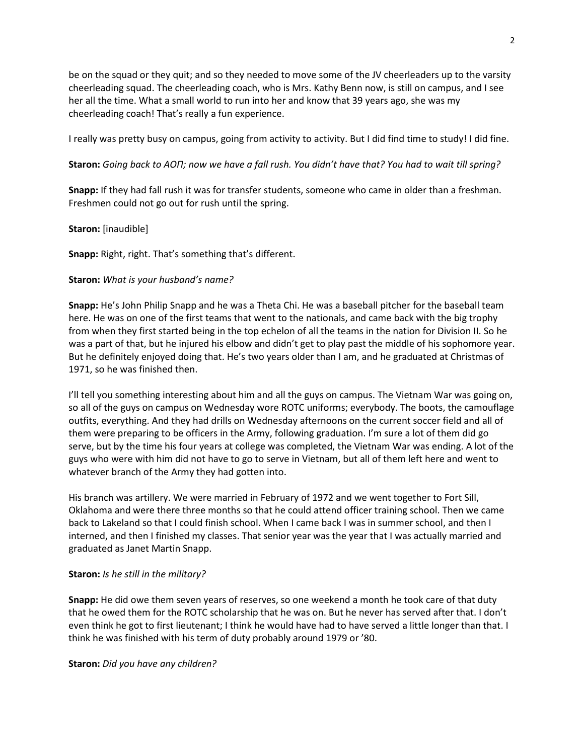be on the squad or they quit; and so they needed to move some of the JV cheerleaders up to the varsity cheerleading squad. The cheerleading coach, who is Mrs. Kathy Benn now, is still on campus, and I see her all the time. What a small world to run into her and know that 39 years ago, she was my cheerleading coach! That's really a fun experience.

I really was pretty busy on campus, going from activity to activity. But I did find time to study! I did fine.

**Staron:** *Going back to AOΠ; now we have a fall rush. You didn't have that? You had to wait till spring?*

**Snapp:** If they had fall rush it was for transfer students, someone who came in older than a freshman. Freshmen could not go out for rush until the spring.

**Staron:** [inaudible]

**Snapp:** Right, right. That's something that's different.

**Staron:** *What is your husband's name?*

**Snapp:** He's John Philip Snapp and he was a Theta Chi. He was a baseball pitcher for the baseball team here. He was on one of the first teams that went to the nationals, and came back with the big trophy from when they first started being in the top echelon of all the teams in the nation for Division II. So he was a part of that, but he injured his elbow and didn't get to play past the middle of his sophomore year. But he definitely enjoyed doing that. He's two years older than I am, and he graduated at Christmas of 1971, so he was finished then.

I'll tell you something interesting about him and all the guys on campus. The Vietnam War was going on, so all of the guys on campus on Wednesday wore ROTC uniforms; everybody. The boots, the camouflage outfits, everything. And they had drills on Wednesday afternoons on the current soccer field and all of them were preparing to be officers in the Army, following graduation. I'm sure a lot of them did go serve, but by the time his four years at college was completed, the Vietnam War was ending. A lot of the guys who were with him did not have to go to serve in Vietnam, but all of them left here and went to whatever branch of the Army they had gotten into.

His branch was artillery. We were married in February of 1972 and we went together to Fort Sill, Oklahoma and were there three months so that he could attend officer training school. Then we came back to Lakeland so that I could finish school. When I came back I was in summer school, and then I interned, and then I finished my classes. That senior year was the year that I was actually married and graduated as Janet Martin Snapp.

**Staron:** *Is he still in the military?*

**Snapp:** He did owe them seven years of reserves, so one weekend a month he took care of that duty that he owed them for the ROTC scholarship that he was on. But he never has served after that. I don't even think he got to first lieutenant; I think he would have had to have served a little longer than that. I think he was finished with his term of duty probably around 1979 or '80.

**Staron:** *Did you have any children?*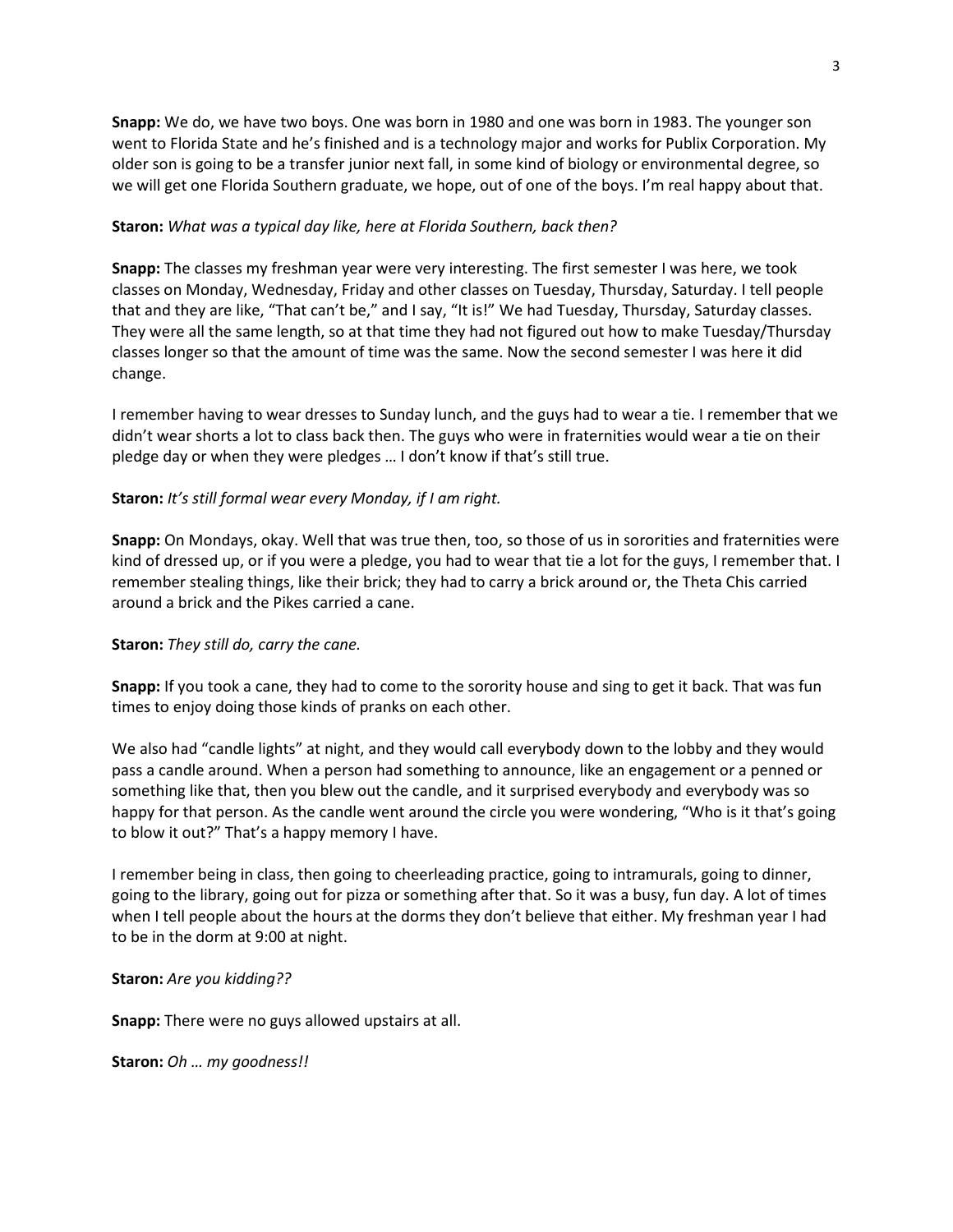**Snapp:** We do, we have two boys. One was born in 1980 and one was born in 1983. The younger son went to Florida State and he's finished and is a technology major and works for Publix Corporation. My older son is going to be a transfer junior next fall, in some kind of biology or environmental degree, so we will get one Florida Southern graduate, we hope, out of one of the boys. I'm real happy about that.

**Staron:** *What was a typical day like, here at Florida Southern, back then?*

**Snapp:** The classes my freshman year were very interesting. The first semester I was here, we took classes on Monday, Wednesday, Friday and other classes on Tuesday, Thursday, Saturday. I tell people that and they are like, "That can't be," and I say, "It is!" We had Tuesday, Thursday, Saturday classes. They were all the same length, so at that time they had not figured out how to make Tuesday/Thursday classes longer so that the amount of time was the same. Now the second semester I was here it did change.

I remember having to wear dresses to Sunday lunch, and the guys had to wear a tie. I remember that we didn't wear shorts a lot to class back then. The guys who were in fraternities would wear a tie on their pledge day or when they were pledges … I don't know if that's still true.

**Staron:** *It's still formal wear every Monday, if I am right.*

**Snapp:** On Mondays, okay. Well that was true then, too, so those of us in sororities and fraternities were kind of dressed up, or if you were a pledge, you had to wear that tie a lot for the guys, I remember that. I remember stealing things, like their brick; they had to carry a brick around or, the Theta Chis carried around a brick and the Pikes carried a cane.

**Staron:** *They still do, carry the cane.*

**Snapp:** If you took a cane, they had to come to the sorority house and sing to get it back. That was fun times to enjoy doing those kinds of pranks on each other.

We also had "candle lights" at night, and they would call everybody down to the lobby and they would pass a candle around. When a person had something to announce, like an engagement or a penned or something like that, then you blew out the candle, and it surprised everybody and everybody was so happy for that person. As the candle went around the circle you were wondering, "Who is it that's going to blow it out?" That's a happy memory I have.

I remember being in class, then going to cheerleading practice, going to intramurals, going to dinner, going to the library, going out for pizza or something after that. So it was a busy, fun day. A lot of times when I tell people about the hours at the dorms they don't believe that either. My freshman year I had to be in the dorm at 9:00 at night.

**Staron:** *Are you kidding??*

**Snapp:** There were no guys allowed upstairs at all.

**Staron:** *Oh … my goodness!!*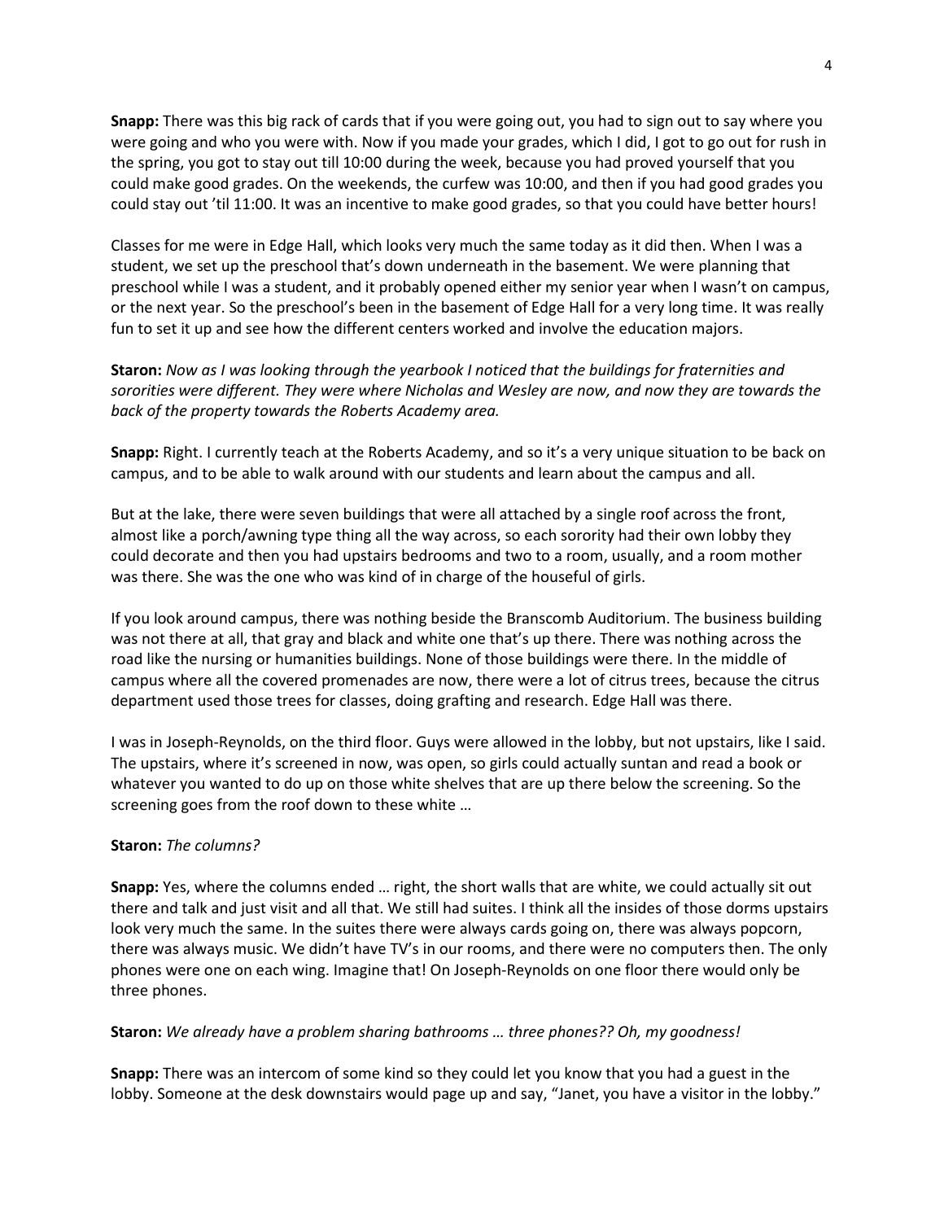**Snapp:** There was this big rack of cards that if you were going out, you had to sign out to say where you were going and who you were with. Now if you made your grades, which I did, I got to go out for rush in the spring, you got to stay out till 10:00 during the week, because you had proved yourself that you could make good grades. On the weekends, the curfew was 10:00, and then if you had good grades you could stay out 'til 11:00. It was an incentive to make good grades, so that you could have better hours!

Classes for me were in Edge Hall, which looks very much the same today as it did then. When I was a student, we set up the preschool that's down underneath in the basement. We were planning that preschool while I was a student, and it probably opened either my senior year when I wasn't on campus, or the next year. So the preschool's been in the basement of Edge Hall for a very long time. It was really fun to set it up and see how the different centers worked and involve the education majors.

**Staron:** *Now as I was looking through the yearbook I noticed that the buildings for fraternities and sororities were different. They were where Nicholas and Wesley are now, and now they are towards the back of the property towards the Roberts Academy area.*

**Snapp:** Right. I currently teach at the Roberts Academy, and so it's a very unique situation to be back on campus, and to be able to walk around with our students and learn about the campus and all.

But at the lake, there were seven buildings that were all attached by a single roof across the front, almost like a porch/awning type thing all the way across, so each sorority had their own lobby they could decorate and then you had upstairs bedrooms and two to a room, usually, and a room mother was there. She was the one who was kind of in charge of the houseful of girls.

If you look around campus, there was nothing beside the Branscomb Auditorium. The business building was not there at all, that gray and black and white one that's up there. There was nothing across the road like the nursing or humanities buildings. None of those buildings were there. In the middle of campus where all the covered promenades are now, there were a lot of citrus trees, because the citrus department used those trees for classes, doing grafting and research. Edge Hall was there.

I was in Joseph-Reynolds, on the third floor. Guys were allowed in the lobby, but not upstairs, like I said. The upstairs, where it's screened in now, was open, so girls could actually suntan and read a book or whatever you wanted to do up on those white shelves that are up there below the screening. So the screening goes from the roof down to these white …

**Staron:** *The columns?*

**Snapp:** Yes, where the columns ended … right, the short walls that are white, we could actually sit out there and talk and just visit and all that. We still had suites. I think all the insides of those dorms upstairs look very much the same. In the suites there were always cards going on, there was always popcorn, there was always music. We didn't have TV's in our rooms, and there were no computers then. The only phones were one on each wing. Imagine that! On Joseph-Reynolds on one floor there would only be three phones.

**Staron:** *We already have a problem sharing bathrooms … three phones?? Oh, my goodness!*

**Snapp:** There was an intercom of some kind so they could let you know that you had a guest in the lobby. Someone at the desk downstairs would page up and say, "Janet, you have a visitor in the lobby."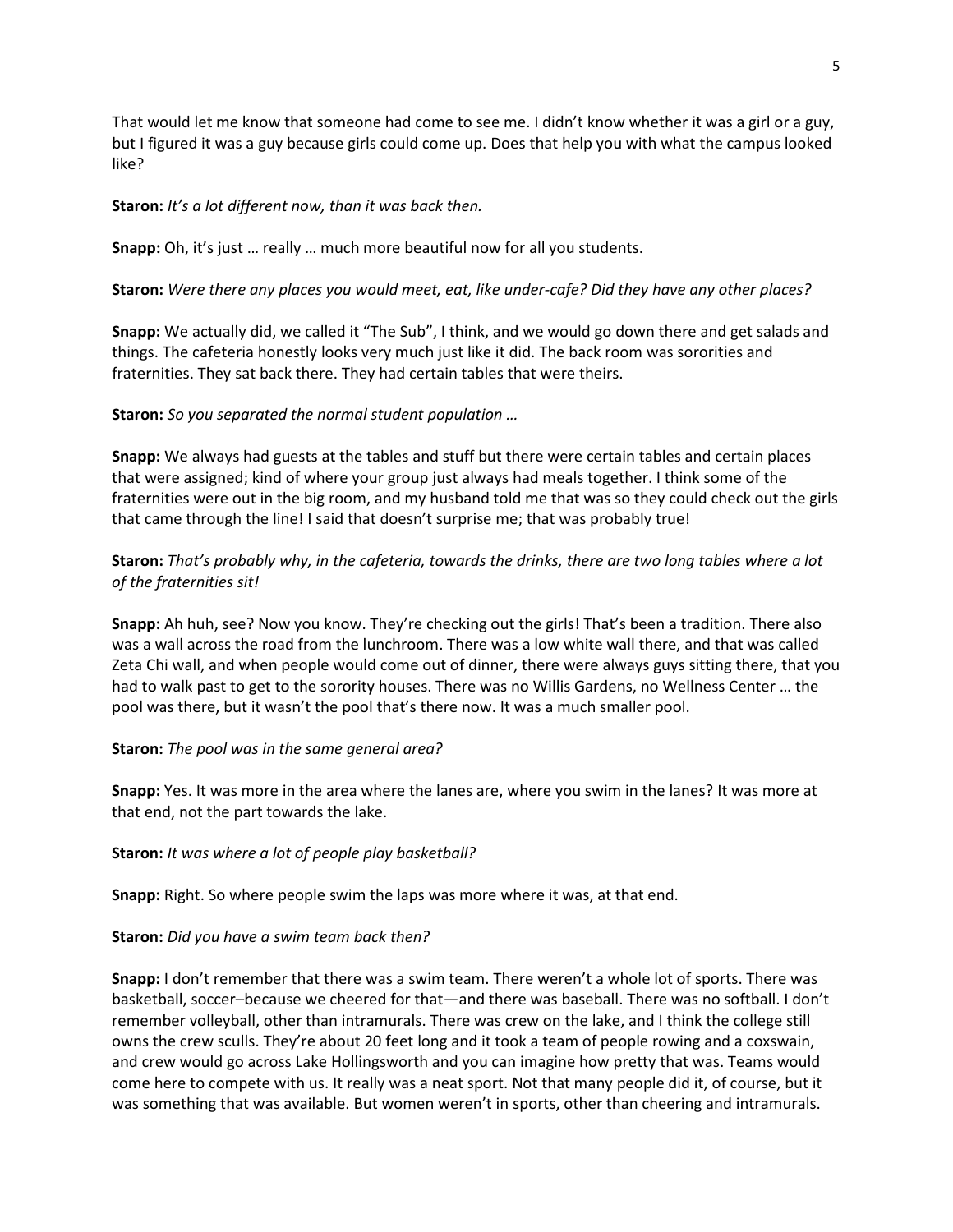That would let me know that someone had come to see me. I didn't know whether it was a girl or a guy, but I figured it was a guy because girls could come up. Does that help you with what the campus looked like?

**Staron:** *It's a lot different now, than it was back then.*

**Snapp:** Oh, it's just … really … much more beautiful now for all you students.

**Staron:** *Were there any places you would meet, eat, like under-cafe? Did they have any other places?*

**Snapp:** We actually did, we called it "The Sub", I think, and we would go down there and get salads and things. The cafeteria honestly looks very much just like it did. The back room was sororities and fraternities. They sat back there. They had certain tables that were theirs.

**Staron:** *So you separated the normal student population …*

**Snapp:** We always had guests at the tables and stuff but there were certain tables and certain places that were assigned; kind of where your group just always had meals together. I think some of the fraternities were out in the big room, and my husband told me that was so they could check out the girls that came through the line! I said that doesn't surprise me; that was probably true!

**Staron:** *That's probably why, in the cafeteria, towards the drinks, there are two long tables where a lot of the fraternities sit!*

**Snapp:** Ah huh, see? Now you know. They're checking out the girls! That's been a tradition. There also was a wall across the road from the lunchroom. There was a low white wall there, and that was called Zeta Chi wall, and when people would come out of dinner, there were always guys sitting there, that you had to walk past to get to the sorority houses. There was no Willis Gardens, no Wellness Center … the pool was there, but it wasn't the pool that's there now. It was a much smaller pool.

**Staron:** *The pool was in the same general area?*

**Snapp:** Yes. It was more in the area where the lanes are, where you swim in the lanes? It was more at that end, not the part towards the lake.

**Staron:** *It was where a lot of people play basketball?*

**Snapp:** Right. So where people swim the laps was more where it was, at that end.

**Staron:** *Did you have a swim team back then?*

**Snapp:** I don't remember that there was a swim team. There weren't a whole lot of sports. There was basketball, soccer–because we cheered for that—and there was baseball. There was no softball. I don't remember volleyball, other than intramurals. There was crew on the lake, and I think the college still owns the crew sculls. They're about 20 feet long and it took a team of people rowing and a coxswain, and crew would go across Lake Hollingsworth and you can imagine how pretty that was. Teams would come here to compete with us. It really was a neat sport. Not that many people did it, of course, but it was something that was available. But women weren't in sports, other than cheering and intramurals.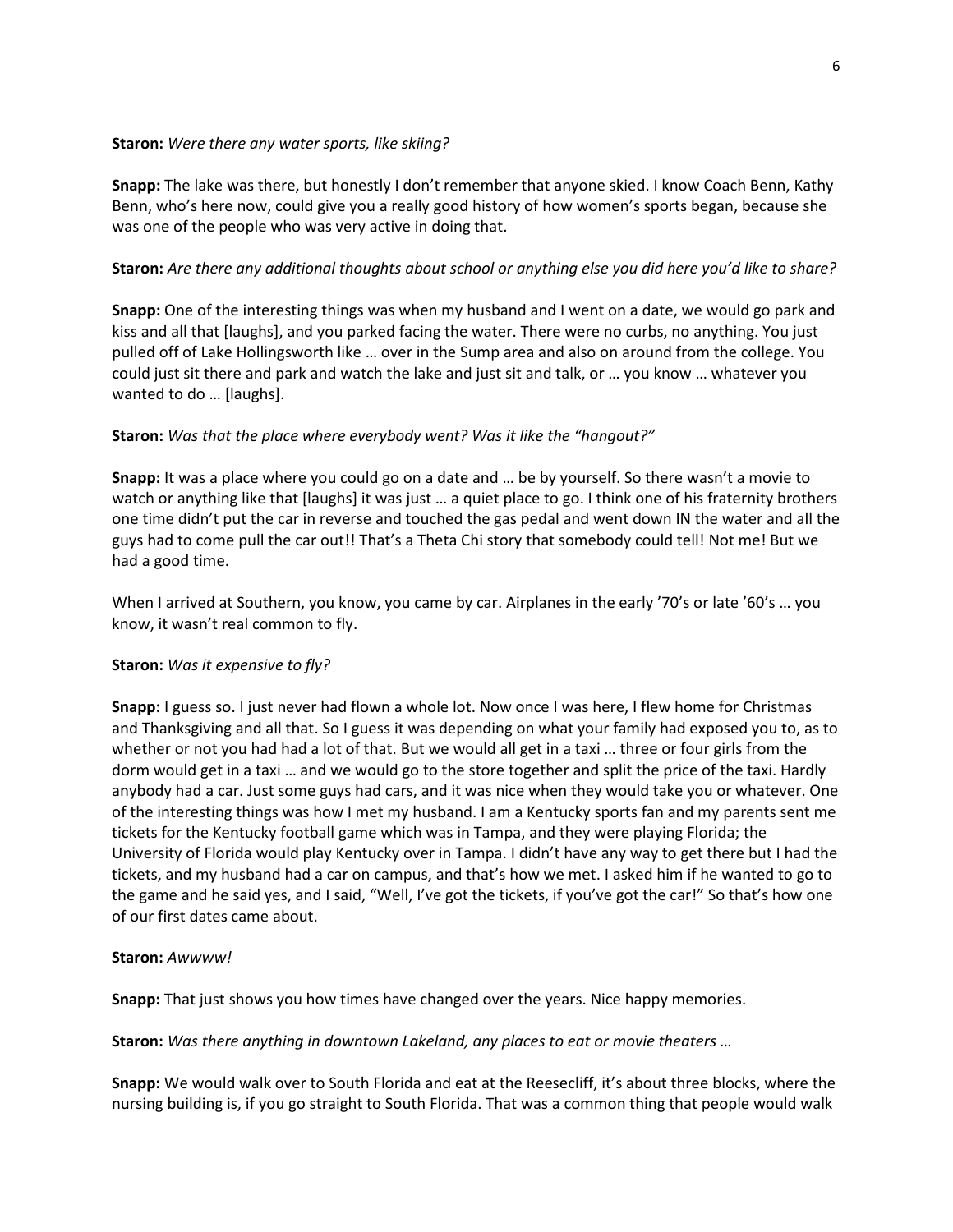**Staron:** *Were there any water sports, like skiing?*

**Snapp:** The lake was there, but honestly I don't remember that anyone skied. I know Coach Benn, Kathy Benn, who's here now, could give you a really good history of how women's sports began, because she was one of the people who was very active in doing that.

**Staron:** *Are there any additional thoughts about school or anything else you did here you'd like to share?*

**Snapp:** One of the interesting things was when my husband and I went on a date, we would go park and kiss and all that [laughs], and you parked facing the water. There were no curbs, no anything. You just pulled off of Lake Hollingsworth like … over in the Sump area and also on around from the college. You could just sit there and park and watch the lake and just sit and talk, or … you know … whatever you wanted to do … [laughs].

**Staron:** *Was that the place where everybody went? Was it like the "hangout?"*

**Snapp:** It was a place where you could go on a date and … be by yourself. So there wasn't a movie to watch or anything like that [laughs] it was just … a quiet place to go. I think one of his fraternity brothers one time didn't put the car in reverse and touched the gas pedal and went down IN the water and all the guys had to come pull the car out!! That's a Theta Chi story that somebody could tell! Not me! But we had a good time.

When I arrived at Southern, you know, you came by car. Airplanes in the early '70's or late '60's … you know, it wasn't real common to fly.

**Staron:** *Was it expensive to fly?*

**Snapp:** I guess so. I just never had flown a whole lot. Now once I was here, I flew home for Christmas and Thanksgiving and all that. So I guess it was depending on what your family had exposed you to, as to whether or not you had had a lot of that. But we would all get in a taxi … three or four girls from the dorm would get in a taxi … and we would go to the store together and split the price of the taxi. Hardly anybody had a car. Just some guys had cars, and it was nice when they would take you or whatever. One of the interesting things was how I met my husband. I am a Kentucky sports fan and my parents sent me tickets for the Kentucky football game which was in Tampa, and they were playing Florida; the University of Florida would play Kentucky over in Tampa. I didn't have any way to get there but I had the tickets, and my husband had a car on campus, and that's how we met. I asked him if he wanted to go to the game and he said yes, and I said, "Well, I've got the tickets, if you've got the car!" So that's how one of our first dates came about.

**Staron:** *Awwww!*

**Snapp:** That just shows you how times have changed over the years. Nice happy memories.

**Staron:** *Was there anything in downtown Lakeland, any places to eat or movie theaters …*

**Snapp:** We would walk over to South Florida and eat at the Reesecliff, it's about three blocks, where the nursing building is, if you go straight to South Florida. That was a common thing that people would walk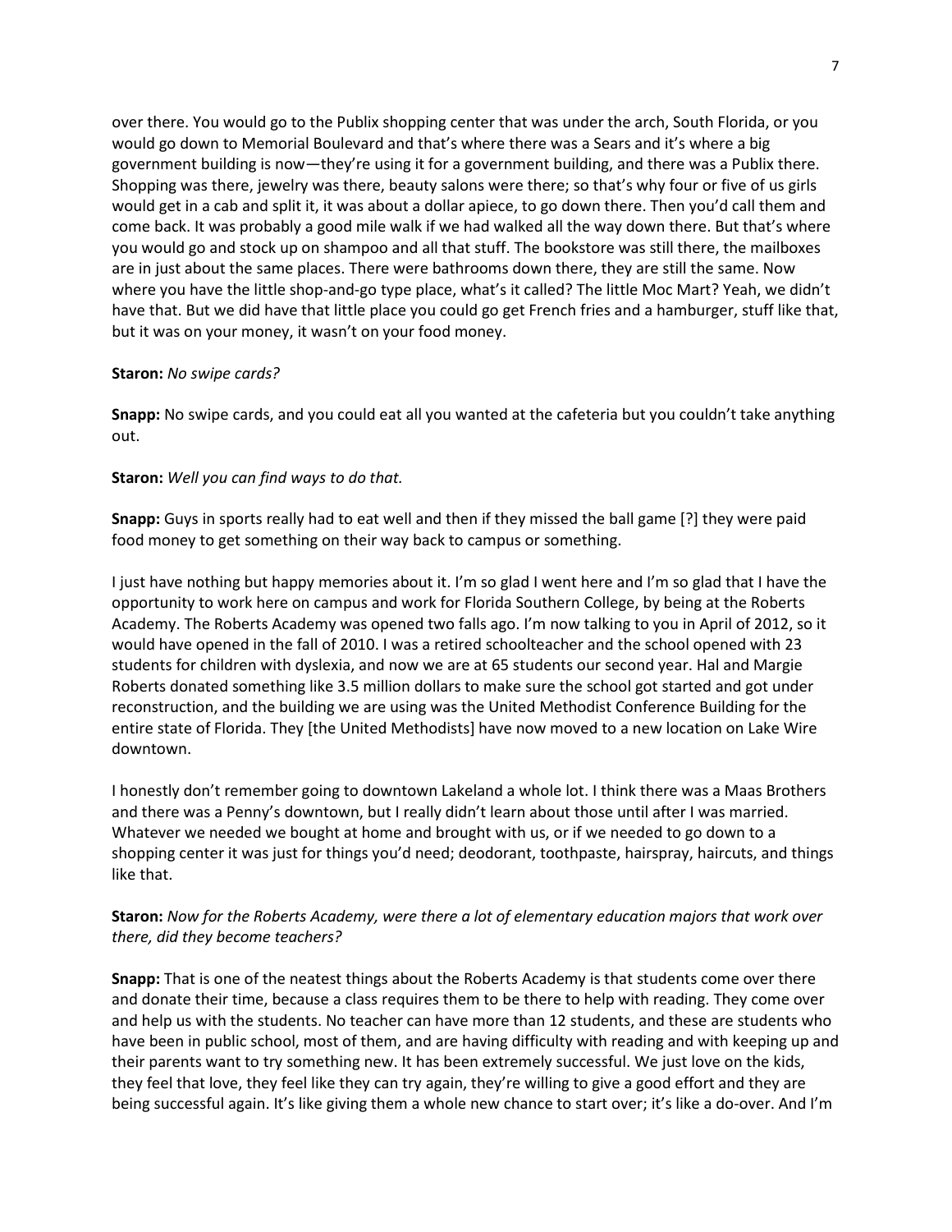over there. You would go to the Publix shopping center that was under the arch, South Florida, or you would go down to Memorial Boulevard and that's where there was a Sears and it's where a big government building is now—they're using it for a government building, and there was a Publix there. Shopping was there, jewelry was there, beauty salons were there; so that's why four or five of us girls would get in a cab and split it, it was about a dollar apiece, to go down there. Then you'd call them and come back. It was probably a good mile walk if we had walked all the way down there. But that's where you would go and stock up on shampoo and all that stuff. The bookstore was still there, the mailboxes are in just about the same places. There were bathrooms down there, they are still the same. Now where you have the little shop-and-go type place, what's it called? The little Moc Mart? Yeah, we didn't have that. But we did have that little place you could go get French fries and a hamburger, stuff like that, but it was on your money, it wasn't on your food money.

**Staron:** *No swipe cards?*

**Snapp:** No swipe cards, and you could eat all you wanted at the cafeteria but you couldn't take anything out.

**Staron:** *Well you can find ways to do that.*

**Snapp:** Guys in sports really had to eat well and then if they missed the ball game [?] they were paid food money to get something on their way back to campus or something.

I just have nothing but happy memories about it. I'm so glad I went here and I'm so glad that I have the opportunity to work here on campus and work for Florida Southern College, by being at the Roberts Academy. The Roberts Academy was opened two falls ago. I'm now talking to you in April of 2012, so it would have opened in the fall of 2010. I was a retired schoolteacher and the school opened with 23 students for children with dyslexia, and now we are at 65 students our second year. Hal and Margie Roberts donated something like 3.5 million dollars to make sure the school got started and got under reconstruction, and the building we are using was the United Methodist Conference Building for the entire state of Florida. They [the United Methodists] have now moved to a new location on Lake Wire downtown.

I honestly don't remember going to downtown Lakeland a whole lot. I think there was a Maas Brothers and there was a Penny's downtown, but I really didn't learn about those until after I was married. Whatever we needed we bought at home and brought with us, or if we needed to go down to a shopping center it was just for things you'd need; deodorant, toothpaste, hairspray, haircuts, and things like that.

**Staron:** *Now for the Roberts Academy, were there a lot of elementary education majors that work over there, did they become teachers?*

**Snapp:** That is one of the neatest things about the Roberts Academy is that students come over there and donate their time, because a class requires them to be there to help with reading. They come over and help us with the students. No teacher can have more than 12 students, and these are students who have been in public school, most of them, and are having difficulty with reading and with keeping up and their parents want to try something new. It has been extremely successful. We just love on the kids, they feel that love, they feel like they can try again, they're willing to give a good effort and they are being successful again. It's like giving them a whole new chance to start over; it's like a do-over. And I'm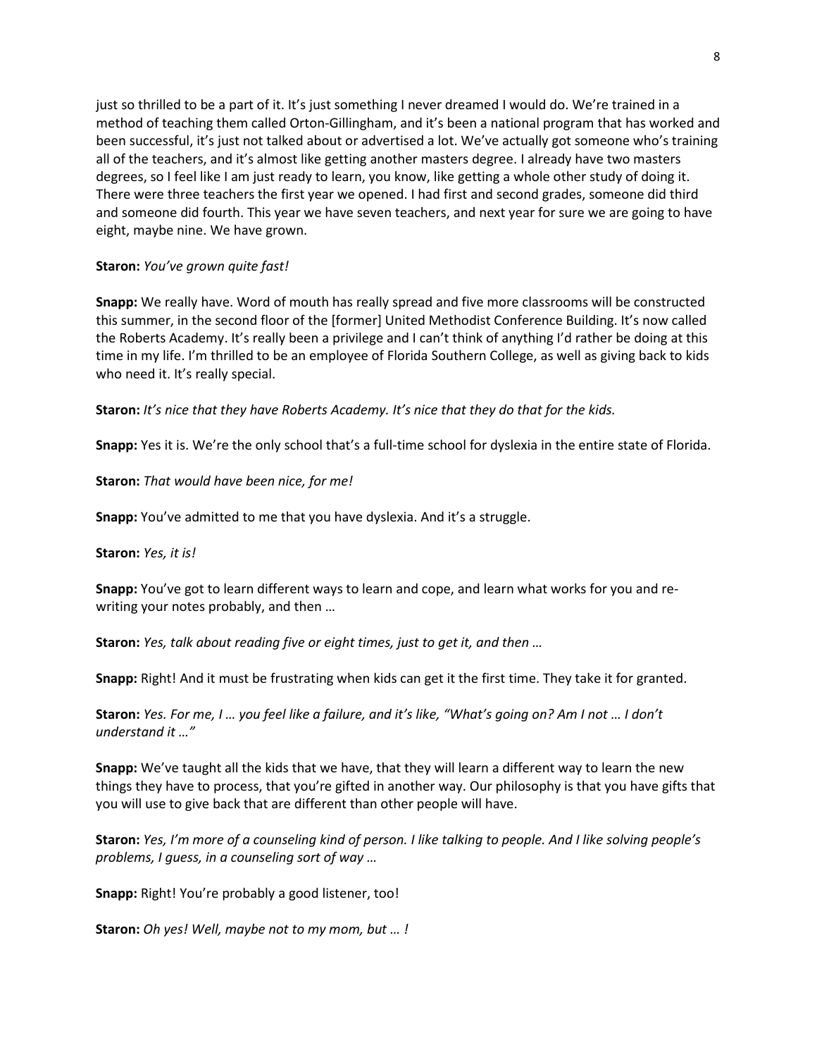just so thrilled to be a part of it. It's just something I never dreamed I would do. We're trained in a method of teaching them called Orton-Gillingham, and it's been a national program that has worked and been successful, it's just not talked about or advertised a lot. We've actually got someone who's training all of the teachers, and it's almost like getting another masters degree. I already have two masters degrees, so I feel like I am just ready to learn, you know, like getting a whole other study of doing it. There were three teachers the first year we opened. I had first and second grades, someone did third and someone did fourth. This year we have seven teachers, and next year for sure we are going to have eight, maybe nine. We have grown.

**Staron:** *You've grown quite fast!*

**Snapp:** We really have. Word of mouth has really spread and five more classrooms will be constructed this summer, in the second floor of the [former] United Methodist Conference Building. It's now called the Roberts Academy. It's really been a privilege and I can't think of anything I'd rather be doing at this time in my life. I'm thrilled to be an employee of Florida Southern College, as well as giving back to kids who need it. It's really special.

**Staron:** *It's nice that they have Roberts Academy. It's nice that they do that for the kids.*

**Snapp:** Yes it is. We're the only school that's a full-time school for dyslexia in the entire state of Florida.

**Staron:** *That would have been nice, for me!*

**Snapp:** You've admitted to me that you have dyslexia. And it's a struggle.

**Staron:** *Yes, it is!*

**Snapp:** You've got to learn different ways to learn and cope, and learn what works for you and re-writing your notes probably, and then …

**Staron:** *Yes, talk about reading five or eight times, just to get it, and then …*

**Snapp:** Right! And it must be frustrating when kids can get it the first time. They take it for granted.

**Staron:** *Yes. For me, I … you feel like a failure, and it's like, "What's going on? Am I not … I don't understand it …"*

**Snapp:** We've taught all the kids that we have, that they will learn a different way to learn the new things they have to process, that you're gifted in another way. Our philosophy is that you have gifts that you will use to give back that are different than other people will have.

**Staron:** *Yes, I'm more of a counseling kind of person. I like talking to people. And I like solving people's problems, I guess, in a counseling sort of way …*

**Snapp:** Right! You're probably a good listener, too!

**Staron:** *Oh yes! Well, maybe not to my mom, but … !*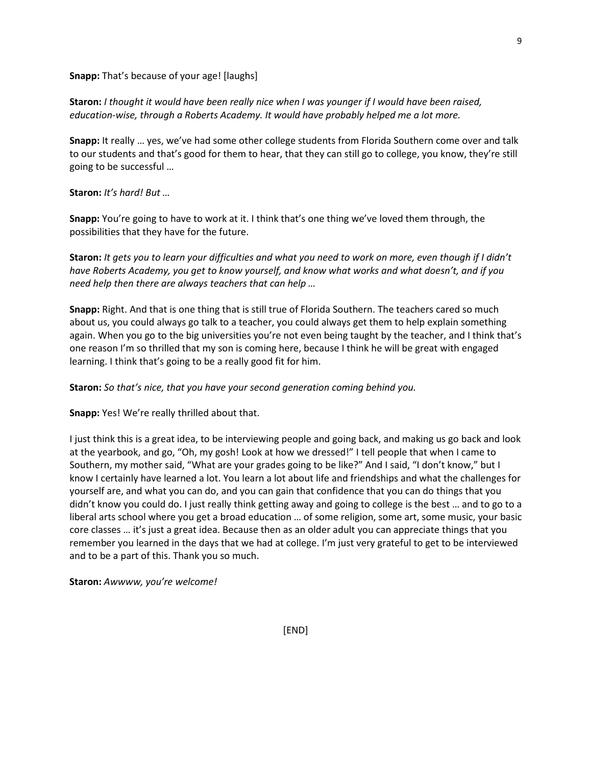**Snapp:** That's because of your age! [laughs]

**Staron:** *I thought it would have been really nice when I was younger if I would have been raised, education-wise, through a Roberts Academy. It would have probably helped me a lot more.*

**Snapp:** It really … yes, we've had some other college students from Florida Southern come over and talk to our students and that's good for them to hear, that they can still go to college, you know, they're still going to be successful …

**Staron:** *It's hard! But …*

**Snapp:** You're going to have to work at it. I think that's one thing we've loved them through, the possibilities that they have for the future.

**Staron:** *It gets you to learn your difficulties and what you need to work on more, even though if I didn't have Roberts Academy, you get to know yourself, and know what works and what doesn't, and if you need help then there are always teachers that can help …*

**Snapp:** Right. And that is one thing that is still true of Florida Southern. The teachers cared so much about us, you could always go talk to a teacher, you could always get them to help explain something again. When you go to the big universities you're not even being taught by the teacher, and I think that's one reason I'm so thrilled that my son is coming here, because I think he will be great with engaged learning. I think that's going to be a really good fit for him.

**Staron:** *So that's nice, that you have your second generation coming behind you.*

**Snapp:** Yes! We're really thrilled about that.

I just think this is a great idea, to be interviewing people and going back, and making us go back and look at the yearbook, and go, "Oh, my gosh! Look at how we dressed!" I tell people that when I came to Southern, my mother said, "What are your grades going to be like?" And I said, "I don't know," but I know I certainly have learned a lot. You learn a lot about life and friendships and what the challenges for yourself are, and what you can do, and you can gain that confidence that you can do things that you didn't know you could do. I just really think getting away and going to college is the best … and to go to a liberal arts school where you get a broad education … of some religion, some art, some music, your basic core classes … it's just a great idea. Because then as an older adult you can appreciate things that you remember you learned in the days that we had at college. I'm just very grateful to get to be interviewed and to be a part of this. Thank you so much.

**Staron:** *Awwww, you're welcome!*

[END]